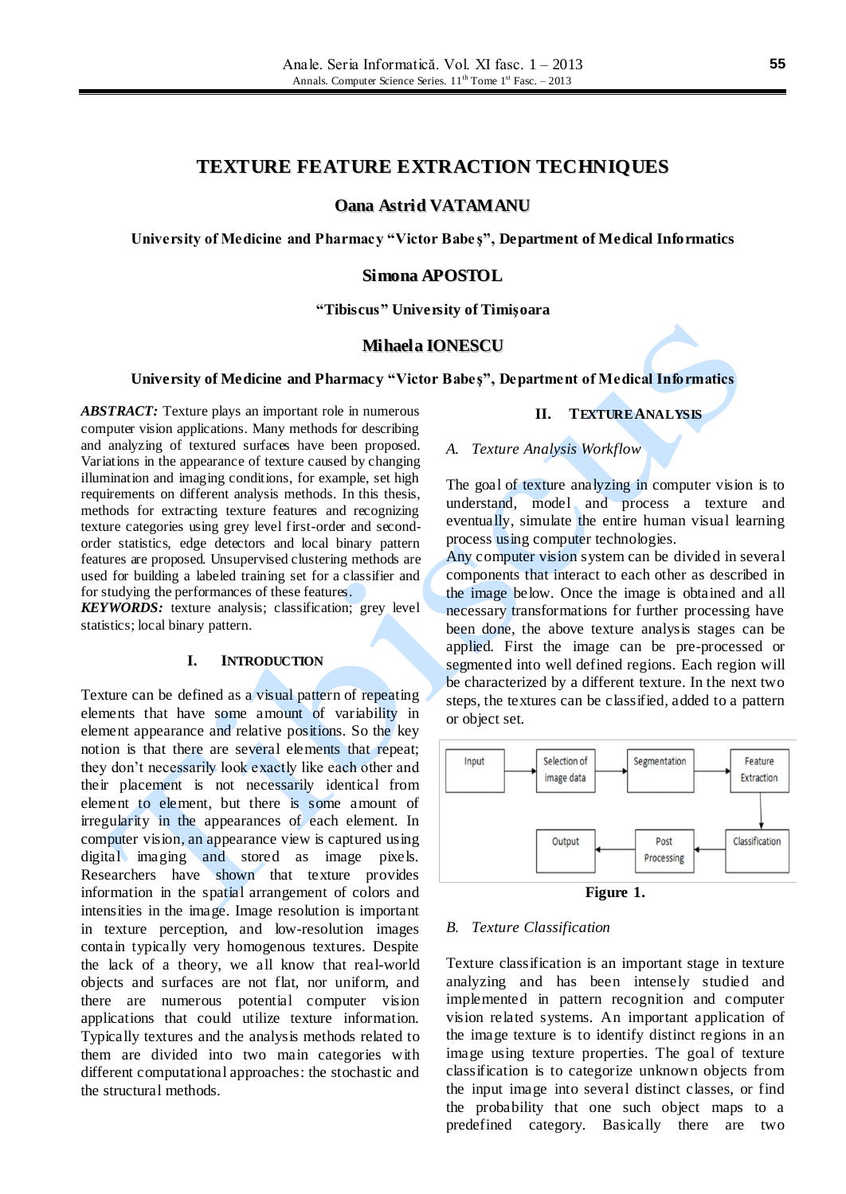# TEXTURE FEATURE EXTRACTION TECHNIQUES

**Oana Astrid VATAMANU**

**University of Medicine and Pharmacy "Victor Babeş", Department of Medical Informatics**

**Simona APOSTOL**

**"Tibiscus" University of Timişoara**

**Mihaela IONESCU**

**University of Medicine and Pharmacy "Victor Babeş", Department of Medical Informatics**

***ABSTRACT:*** Texture plays an important role in numerous computer vision applications. Many methods for describing and analyzing of textured surfaces have been proposed. Variations in the appearance of texture caused by changing illumination and imaging conditions, for example, set high requirements on different analysis methods. In this thesis, methods for extracting texture features and recognizing texture categories using grey level first-order and second-order statistics, edge detectors and local binary pattern features are proposed. Unsupervised clustering methods are used for building a labeled training set for a classifier and for studying the performances of these features.

***KEYWORDS:*** texture analysis; classification; grey level statistics; local binary pattern.

## I. INTRODUCTION

Texture can be defined as a visual pattern of repeating elements that have some amount of variability in element appearance and relative positions. So the key notion is that there are several elements that repeat; they don't necessarily look exactly like each other and their placement is not necessarily identical from element to element, but there is some amount of irregularity in the appearances of each element. In computer vision, an appearance view is captured using digital imaging and stored as image pixels. Researchers have shown that texture provides information in the spatial arrangement of colors and intensities in the image. Image resolution is important in texture perception, and low-resolution images contain typically very homogenous textures. Despite the lack of a theory, we all know that real-world objects and surfaces are not flat, nor uniform, and there are numerous potential computer vision applications that could utilize texture information. Typically textures and the analysis methods related to them are divided into two main categories with different computational approaches: the stochastic and the structural methods.

## II. TEXTURE ANALYSIS

### A. Texture Analysis Workflow

The goal of texture analyzing in computer vision is to understand, model and process a texture and eventually, simulate the entire human visual learning process using computer technologies.

Any computer vision system can be divided in several components that interact to each other as described in the image below. Once the image is obtained and all necessary transformations for further processing have been done, the above texture analysis stages can be applied. First the image can be pre-processed or segmented into well defined regions. Each region will be characterized by a different texture. In the next two steps, the textures can be classified, added to a pattern or object set.

Input → Selection of image data → Segmentation → Feature Extraction → Classification → Post Processing → Output

**Figure 1.**

### B. Texture Classification

Texture classification is an important stage in texture analyzing and has been intensely studied and implemented in pattern recognition and computer vision related systems. An important application of the image texture is to identify distinct regions in an image using texture properties. The goal of texture classification is to categorize unknown objects from the input image into several distinct classes, or find the probability that one such object maps to a predefined category. Basically there are two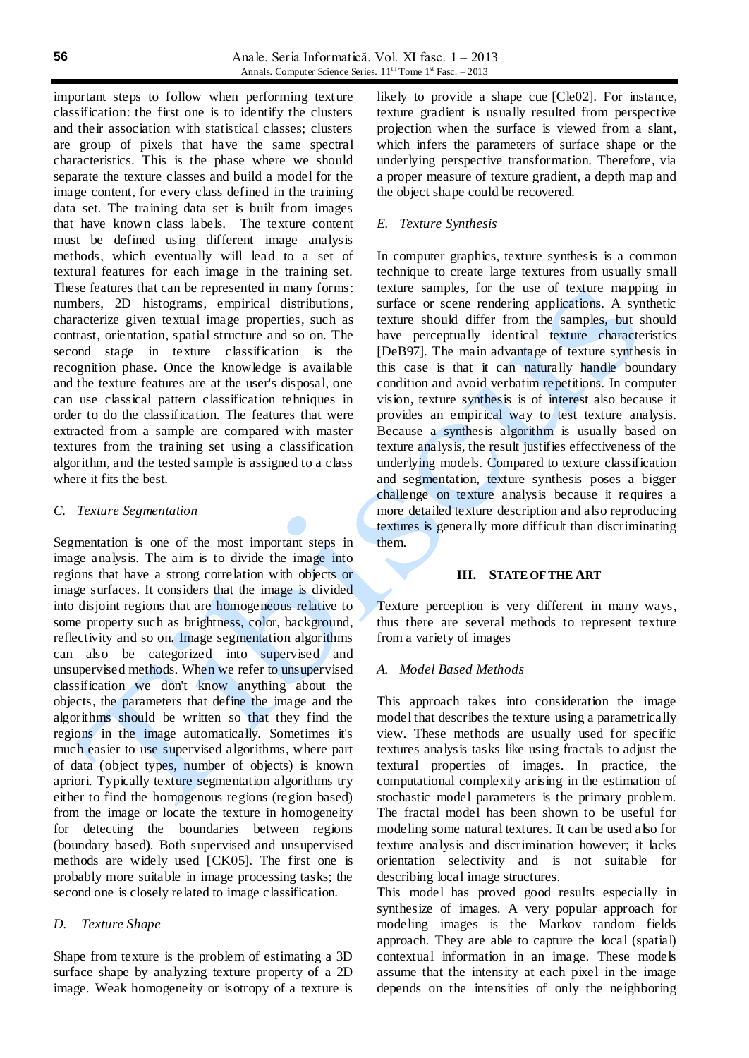important steps to follow when performing texture classification: the first one is to identify the clusters and their association with statistical classes; clusters are group of pixels that have the same spectral characteristics. This is the phase where we should separate the texture classes and build a model for the image content, for every class defined in the training data set. The training data set is built from images that have known class labels. The texture content must be defined using different image analysis methods, which eventually will lead to a set of textural features for each image in the training set. These features that can be represented in many forms: numbers, 2D histograms, empirical distributions, characterize given textual image properties, such as contrast, orientation, spatial structure and so on. The second stage in texture classification is the recognition phase. Once the knowledge is available and the texture features are at the user's disposal, one can use classical pattern classification tehniques in order to do the classification. The features that were extracted from a sample are compared with master textures from the training set using a classification algorithm, and the tested sample is assigned to a class where it fits the best.

### C. Texture Segmentation

Segmentation is one of the most important steps in image analysis. The aim is to divide the image into regions that have a strong correlation with objects or image surfaces. It considers that the image is divided into disjoint regions that are homogeneous relative to some property such as brightness, color, background, reflectivity and so on. Image segmentation algorithms can also be categorized into supervised and unsupervised methods. When we refer to unsupervised classification we don't know anything about the objects, the parameters that define the image and the algorithms should be written so that they find the regions in the image automatically. Sometimes it's much easier to use supervised algorithms, where part of data (object types, number of objects) is known apriori. Typically texture segmentation algorithms try either to find the homogenous regions (region based) from the image or locate the texture in homogeneity for detecting the boundaries between regions (boundary based). Both supervised and unsupervised methods are widely used [CK05]. The first one is probably more suitable in image processing tasks; the second one is closely related to image classification.

### D. Texture Shape

Shape from texture is the problem of estimating a 3D surface shape by analyzing texture property of a 2D image. Weak homogeneity or isotropy of a texture is likely to provide a shape cue [Cle02]. For instance, texture gradient is usually resulted from perspective projection when the surface is viewed from a slant, which infers the parameters of surface shape or the underlying perspective transformation. Therefore, via a proper measure of texture gradient, a depth map and the object shape could be recovered.

### E. Texture Synthesis

In computer graphics, texture synthesis is a common technique to create large textures from usually small texture samples, for the use of texture mapping in surface or scene rendering applications. A synthetic texture should differ from the samples, but should have perceptually identical texture characteristics [DeB97]. The main advantage of texture synthesis in this case is that it can naturally handle boundary condition and avoid verbatim repetitions. In computer vision, texture synthesis is of interest also because it provides an empirical way to test texture analysis. Because a synthesis algorithm is usually based on texture analysis, the result justifies effectiveness of the underlying models. Compared to texture classification and segmentation, texture synthesis poses a bigger challenge on texture analysis because it requires a more detailed texture description and also reproducing textures is generally more difficult than discriminating them.

## III. STATE OF THE ART

Texture perception is very different in many ways, thus there are several methods to represent texture from a variety of images

### A. Model Based Methods

This approach takes into consideration the image model that describes the texture using a parametrically view. These methods are usually used for specific textures analysis tasks like using fractals to adjust the textural properties of images. In practice, the computational complexity arising in the estimation of stochastic model parameters is the primary problem. The fractal model has been shown to be useful for modeling some natural textures. It can be used also for texture analysis and discrimination however; it lacks orientation selectivity and is not suitable for describing local image structures.

This model has proved good results especially in synthesize of images. A very popular approach for modeling images is the Markov random fields approach. They are able to capture the local (spatial) contextual information in an image. These models assume that the intensity at each pixel in the image depends on the intensities of only the neighboring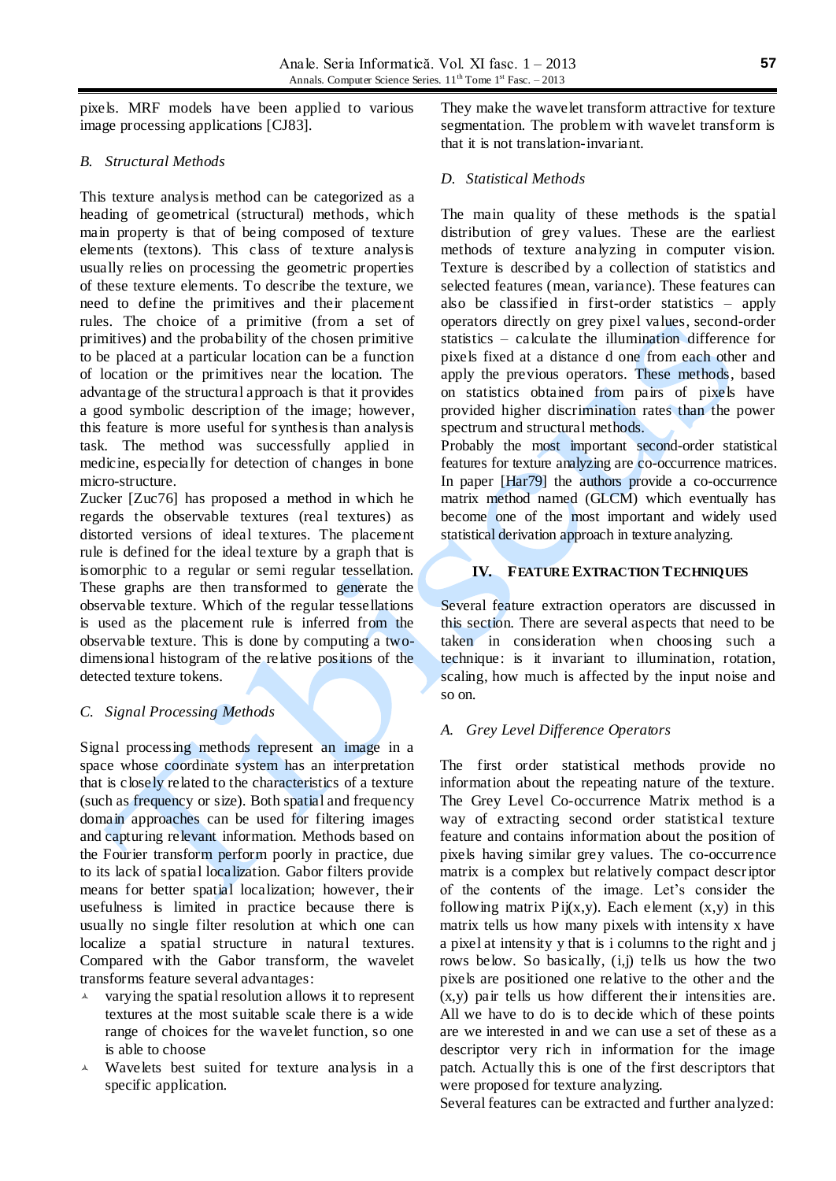pixels. MRF models have been applied to various image processing applications [CJ83].

### B. Structural Methods

This texture analysis method can be categorized as a heading of geometrical (structural) methods, which main property is that of being composed of texture elements (textons). This class of texture analysis usually relies on processing the geometric properties of these texture elements. To describe the texture, we need to define the primitives and their placement rules. The choice of a primitive (from a set of primitives) and the probability of the chosen primitive to be placed at a particular location can be a function of location or the primitives near the location. The advantage of the structural approach is that it provides a good symbolic description of the image; however, this feature is more useful for synthesis than analysis task. The method was successfully applied in medicine, especially for detection of changes in bone micro-structure.

Zucker [Zuc76] has proposed a method in which he regards the observable textures (real textures) as distorted versions of ideal textures. The placement rule is defined for the ideal texture by a graph that is isomorphic to a regular or semi regular tessellation. These graphs are then transformed to generate the observable texture. Which of the regular tessellations is used as the placement rule is inferred from the observable texture. This is done by computing a two-dimensional histogram of the relative positions of the detected texture tokens.

### C. Signal Processing Methods

Signal processing methods represent an image in a space whose coordinate system has an interpretation that is closely related to the characteristics of a texture (such as frequency or size). Both spatial and frequency domain approaches can be used for filtering images and capturing relevant information. Methods based on the Fourier transform perform poorly in practice, due to its lack of spatial localization. Gabor filters provide means for better spatial localization; however, their usefulness is limited in practice because there is usually no single filter resolution at which one can localize a spatial structure in natural textures. Compared with the Gabor transform, the wavelet transforms feature several advantages:

- varying the spatial resolution allows it to represent textures at the most suitable scale there is a wide range of choices for the wavelet function, so one is able to choose
- Wavelets best suited for texture analysis in a specific application.

They make the wavelet transform attractive for texture segmentation. The problem with wavelet transform is that it is not translation-invariant.

### D. Statistical Methods

The main quality of these methods is the spatial distribution of grey values. These are the earliest methods of texture analyzing in computer vision. Texture is described by a collection of statistics and selected features (mean, variance). These features can also be classified in first-order statistics – apply operators directly on grey pixel values, second-order statistics – calculate the illumination difference for pixels fixed at a distance d one from each other and apply the previous operators. These methods, based on statistics obtained from pairs of pixels have provided higher discrimination rates than the power spectrum and structural methods.

Probably the most important second-order statistical features for texture analyzing are co-occurrence matrices. In paper [Har79] the authors provide a co-occurrence matrix method named (GLCM) which eventually has become one of the most important and widely used statistical derivation approach in texture analyzing.

## IV. Feature Extraction Techniques

Several feature extraction operators are discussed in this section. There are several aspects that need to be taken in consideration when choosing such a technique: is it invariant to illumination, rotation, scaling, how much is affected by the input noise and so on.

### A. Grey Level Difference Operators

The first order statistical methods provide no information about the repeating nature of the texture. The Grey Level Co-occurrence Matrix method is a way of extracting second order statistical texture feature and contains information about the position of pixels having similar grey values. The co-occurrence matrix is a complex but relatively compact descriptor of the contents of the image. Let's consider the following matrix $P_{ij}(x,y)$. Each element $(x,y)$ in this matrix tells us how many pixels with intensity x have a pixel at intensity y that is i columns to the right and j rows below. So basically, $(i,j)$ tells us how the two pixels are positioned one relative to the other and the $(x,y)$ pair tells us how different their intensities are. All we have to do is to decide which of these points are we interested in and we can use a set of these as a descriptor very rich in information for the image patch. Actually this is one of the first descriptors that were proposed for texture analyzing.

Several features can be extracted and further analyzed: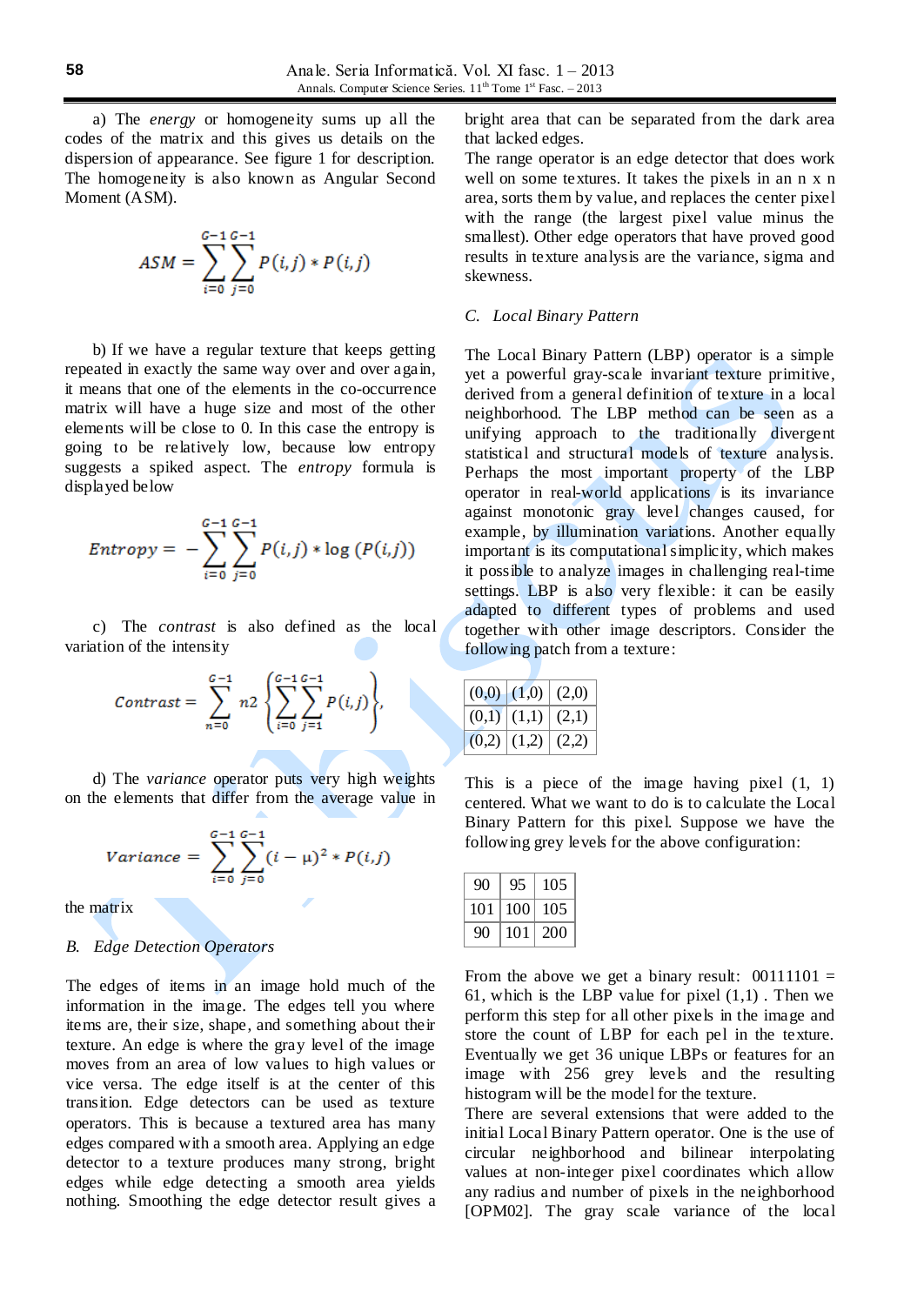a) The *energy* or homogeneity sums up all the codes of the matrix and this gives us details on the dispersion of appearance. See figure 1 for description. The homogeneity is also known as Angular Second Moment (ASM).

$$ASM = \sum_{i=0}^{G-1}\sum_{j=0}^{G-1} P(i,j) * P(i,j)$$

b) If we have a regular texture that keeps getting repeated in exactly the same way over and over again, it means that one of the elements in the co-occurrence matrix will have a huge size and most of the other elements will be close to 0. In this case the entropy is going to be relatively low, because low entropy suggests a spiked aspect. The *entropy* formula is displayed below

$$Entropy = -\sum_{i=0}^{G-1}\sum_{j=0}^{G-1} P(i,j) * \log\left(P(i,j)\right)$$

c) The *contrast* is also defined as the local variation of the intensity

$$Contrast = \sum_{n=0}^{G-1} n2 \left\{\sum_{i=0}^{G-1}\sum_{j=1}^{G-1} P(i,j)\right\},$$

d) The *variance* operator puts very high weights on the elements that differ from the average value in

$$Variance = \sum_{i=0}^{G-1}\sum_{j=0}^{G-1} (i-\mu)^2 * P(i,j)$$

the matrix

## B. *Edge Detection Operators*

The edges of items in an image hold much of the information in the image. The edges tell you where items are, their size, shape, and something about their texture. An edge is where the gray level of the image moves from an area of low values to high values or vice versa. The edge itself is at the center of this transition. Edge detectors can be used as texture operators. This is because a textured area has many edges compared with a smooth area. Applying an edge detector to a texture produces many strong, bright edges while edge detecting a smooth area yields nothing. Smoothing the edge detector result gives a bright area that can be separated from the dark area that lacked edges.

The range operator is an edge detector that does work well on some textures. It takes the pixels in an n x n area, sorts them by value, and replaces the center pixel with the range (the largest pixel value minus the smallest). Other edge operators that have proved good results in texture analysis are the variance, sigma and skewness.

## C. *Local Binary Pattern*

The Local Binary Pattern (LBP) operator is a simple yet a powerful gray-scale invariant texture primitive, derived from a general definition of texture in a local neighborhood. The LBP method can be seen as a unifying approach to the traditionally divergent statistical and structural models of texture analysis. Perhaps the most important property of the LBP operator in real-world applications is its invariance against monotonic gray level changes caused, for example, by illumination variations. Another equally important is its computational simplicity, which makes it possible to analyze images in challenging real-time settings. LBP is also very flexible: it can be easily adapted to different types of problems and used together with other image descriptors. Consider the following patch from a texture:

| (0,0) | (1,0) | (2,0) |
|---|---|---|
| (0,1) | (1,1) | (2,1) |
| (0,2) | (1,2) | (2,2) |

This is a piece of the image having pixel (1, 1) centered. What we want to do is to calculate the Local Binary Pattern for this pixel. Suppose we have the following grey levels for the above configuration:

| 90 | 95 | 105 |
|---|---|---|
| 101 | 100 | 105 |
| 90 | 101 | 200 |

From the above we get a binary result: 00111101 = 61, which is the LBP value for pixel (1,1) . Then we perform this step for all other pixels in the image and store the count of LBP for each pel in the texture. Eventually we get 36 unique LBPs or features for an image with 256 grey levels and the resulting histogram will be the model for the texture.

There are several extensions that were added to the initial Local Binary Pattern operator. One is the use of circular neighborhood and bilinear interpolating values at non-integer pixel coordinates which allow any radius and number of pixels in the neighborhood [OPM02]. The gray scale variance of the local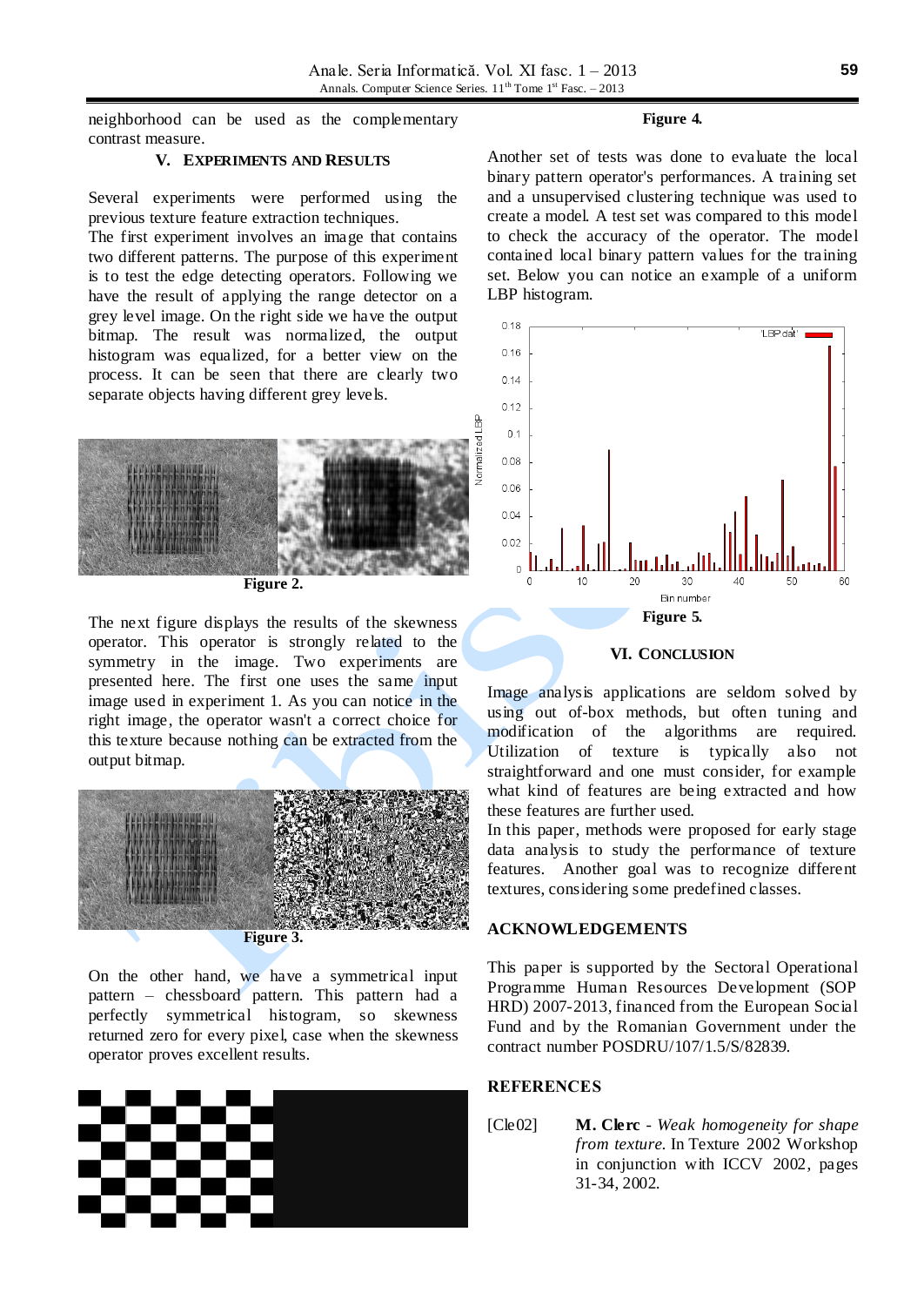neighborhood can be used as the complementary contrast measure.

## V. EXPERIMENTS AND RESULTS

Several experiments were performed using the previous texture feature extraction techniques.

The first experiment involves an image that contains two different patterns. The purpose of this experiment is to test the edge detecting operators. Following we have the result of applying the range detector on a grey level image. On the right side we have the output bitmap. The result was normalized, the output histogram was equalized, for a better view on the process. It can be seen that there are clearly two separate objects having different grey levels.

**Figure 2.**

The next figure displays the results of the skewness operator. This operator is strongly related to the symmetry in the image. Two experiments are presented here. The first one uses the same input image used in experiment 1. As you can notice in the right image, the operator wasn't a correct choice for this texture because nothing can be extracted from the output bitmap.

**Figure 3.**

On the other hand, we have a symmetrical input pattern – chessboard pattern. This pattern had a perfectly symmetrical histogram, so skewness returned zero for every pixel, case when the skewness operator proves excellent results.

**Figure 4.**

Another set of tests was done to evaluate the local binary pattern operator's performances. A training set and a unsupervised clustering technique was used to create a model. A test set was compared to this model to check the accuracy of the operator. The model contained local binary pattern values for the training set. Below you can notice an example of a uniform LBP histogram.

**Figure 5.**

## VI. CONCLUSION

Image analysis applications are seldom solved by using out of-box methods, but often tuning and modification of the algorithms are required. Utilization of texture is typically also not straightforward and one must consider, for example what kind of features are being extracted and how these features are further used.

In this paper, methods were proposed for early stage data analysis to study the performance of texture features. Another goal was to recognize different textures, considering some predefined classes.

## ACKNOWLEDGEMENTS

This paper is supported by the Sectoral Operational Programme Human Resources Development (SOP HRD) 2007-2013, financed from the European Social Fund and by the Romanian Government under the contract number POSDRU/107/1.5/S/82839.

## REFERENCES

[Cle02] **M. Clerc** - *Weak homogeneity for shape from texture.* In Texture 2002 Workshop in conjunction with ICCV 2002, pages 31-34, 2002.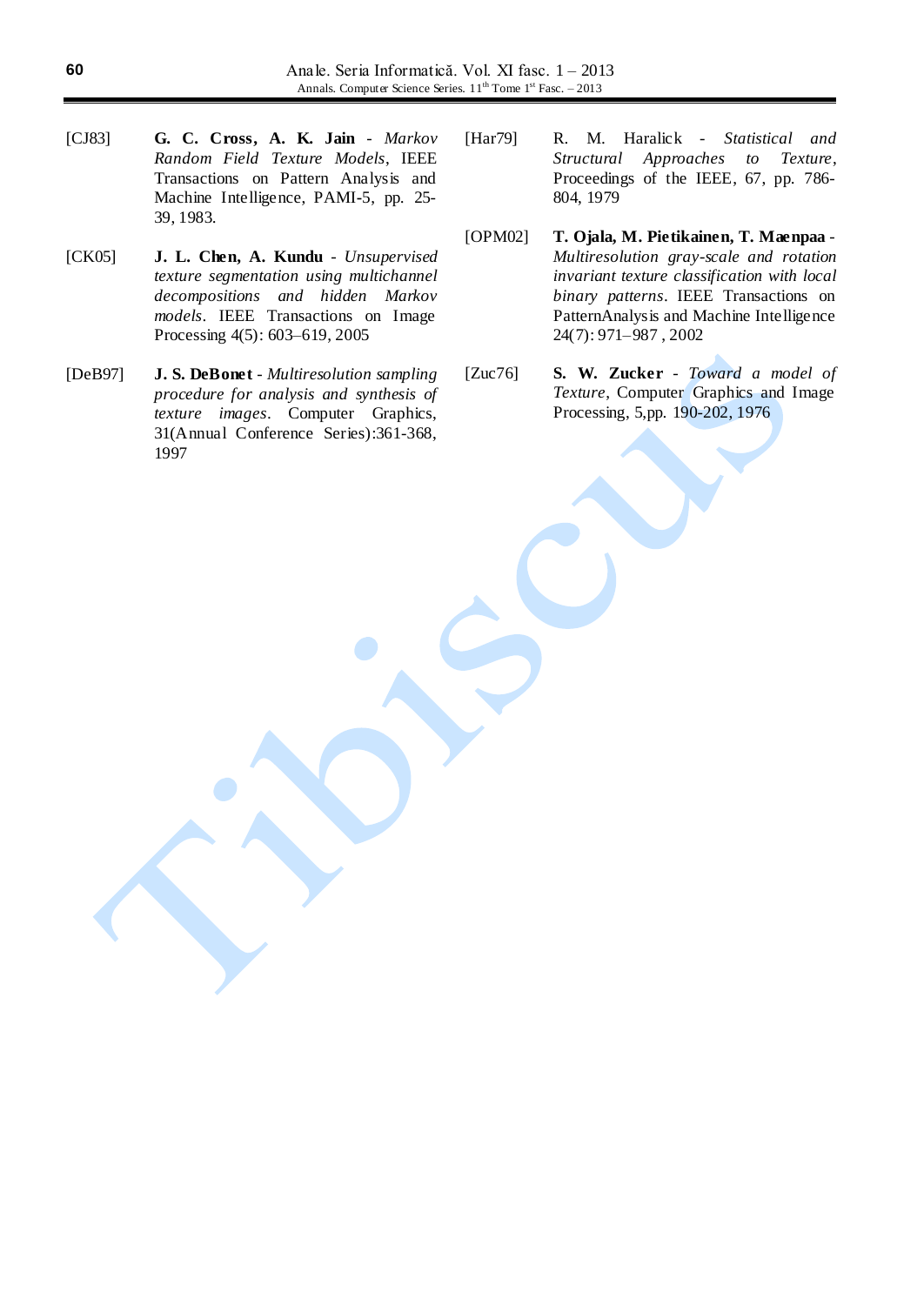[CJ83] **G. C. Cross, A. K. Jain** - *Markov Random Field Texture Models*, IEEE Transactions on Pattern Analysis and Machine Intelligence, PAMI-5, pp. 25-39, 1983.

[CK05] **J. L. Chen, A. Kundu** - *Unsupervised texture segmentation using multichannel decompositions and hidden Markov models*. IEEE Transactions on Image Processing 4(5): 603–619, 2005

[DeB97] **J. S. DeBonet** - *Multiresolution sampling procedure for analysis and synthesis of texture images*. Computer Graphics, 31(Annual Conference Series):361-368, 1997

[Har79] R. M. Haralick - *Statistical and Structural Approaches to Texture*, Proceedings of the IEEE, 67, pp. 786-804, 1979

[OPM02] **T. Ojala, M. Pietikainen, T. Maenpaa** - *Multiresolution gray-scale and rotation invariant texture classification with local binary patterns*. IEEE Transactions on PatternAnalysis and Machine Intelligence 24(7): 971–987 , 2002

[Zuc76] **S. W. Zucker** - *Toward a model of Texture*, Computer Graphics and Image Processing, 5,pp. 190-202, 1976